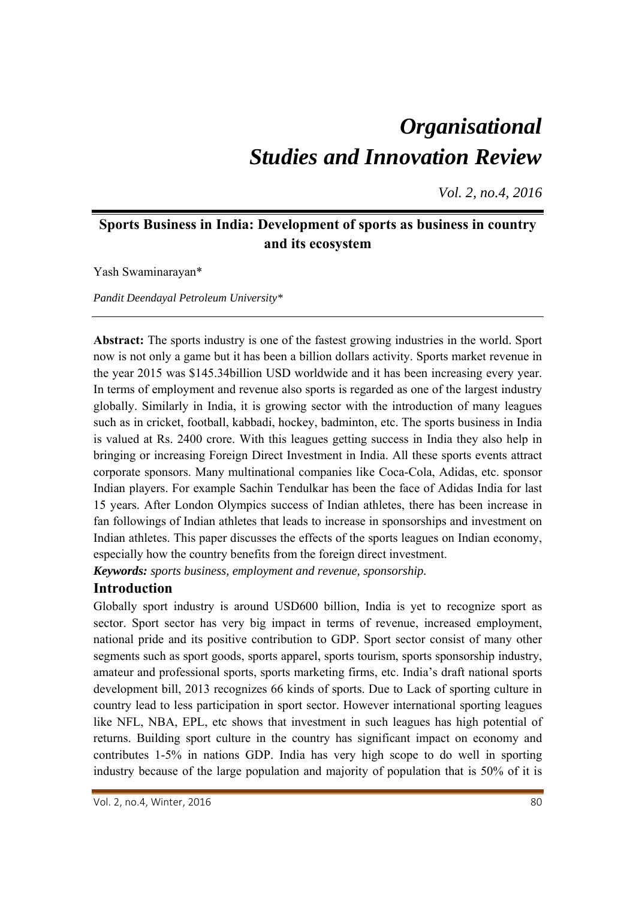# *Organisational Studies and Innovation Review*

*Vol. 2, no.4, 2016*

## Sports Business in India: Development of sports as business in country and its ecosystem

Yash Swaminarayan*

*Pandit Deendayal Petroleum University**

**Abstract:** The sports industry is one of the fastest growing industries in the world. Sport now is not only a game but it has been a billion dollars activity. Sports market revenue in the year 2015 was $145.34billion USD worldwide and it has been increasing every year. In terms of employment and revenue also sports is regarded as one of the largest industry globally. Similarly in India, it is growing sector with the introduction of many leagues such as in cricket, football, kabbadi, hockey, badminton, etc. The sports business in India is valued at Rs. 2400 crore. With this leagues getting success in India they also help in bringing or increasing Foreign Direct Investment in India. All these sports events attract corporate sponsors. Many multinational companies like Coca-Cola, Adidas, etc. sponsor Indian players. For example Sachin Tendulkar has been the face of Adidas India for last 15 years. After London Olympics success of Indian athletes, there has been increase in fan followings of Indian athletes that leads to increase in sponsorships and investment on Indian athletes. This paper discusses the effects of the sports leagues on Indian economy, especially how the country benefits from the foreign direct investment.

***Keywords:*** *sports business, employment and revenue, sponsorship.*

## Introduction

Globally sport industry is around USD600 billion, India is yet to recognize sport as sector. Sport sector has very big impact in terms of revenue, increased employment, national pride and its positive contribution to GDP. Sport sector consist of many other segments such as sport goods, sports apparel, sports tourism, sports sponsorship industry, amateur and professional sports, sports marketing firms, etc. India's draft national sports development bill, 2013 recognizes 66 kinds of sports. Due to Lack of sporting culture in country lead to less participation in sport sector. However international sporting leagues like NFL, NBA, EPL, etc shows that investment in such leagues has high potential of returns. Building sport culture in the country has significant impact on economy and contributes 1-5% in nations GDP. India has very high scope to do well in sporting industry because of the large population and majority of population that is 50% of it is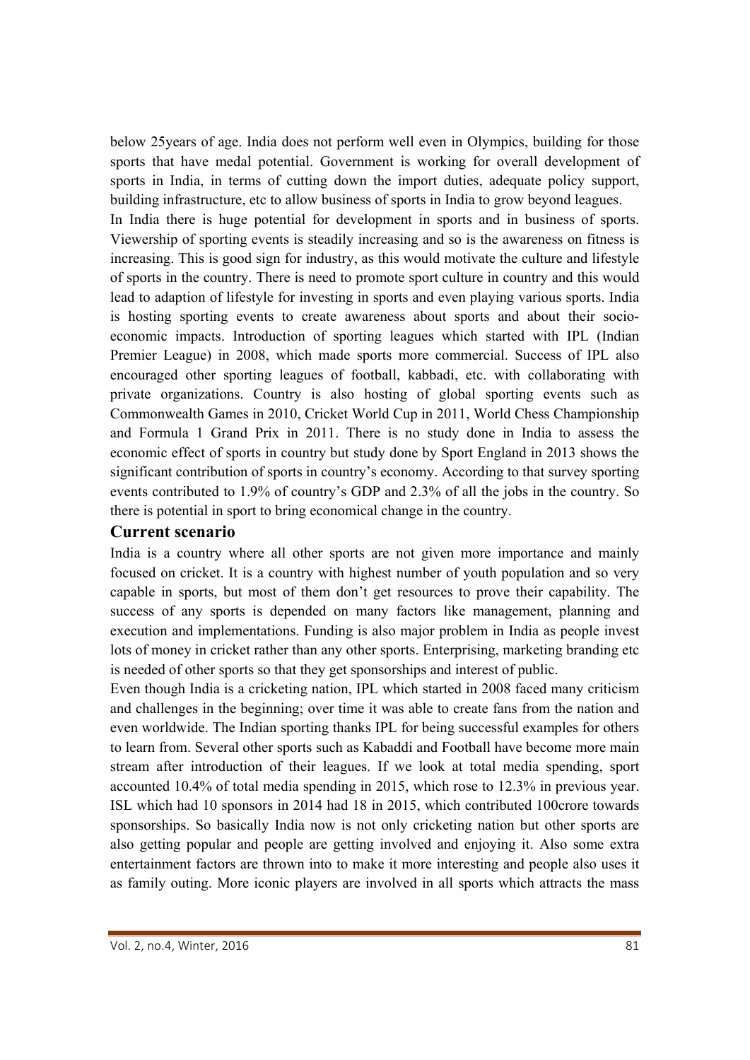below 25years of age. India does not perform well even in Olympics, building for those sports that have medal potential. Government is working for overall development of sports in India, in terms of cutting down the import duties, adequate policy support, building infrastructure, etc to allow business of sports in India to grow beyond leagues.

In India there is huge potential for development in sports and in business of sports. Viewership of sporting events is steadily increasing and so is the awareness on fitness is increasing. This is good sign for industry, as this would motivate the culture and lifestyle of sports in the country. There is need to promote sport culture in country and this would lead to adaption of lifestyle for investing in sports and even playing various sports. India is hosting sporting events to create awareness about sports and about their socio-economic impacts. Introduction of sporting leagues which started with IPL (Indian Premier League) in 2008, which made sports more commercial. Success of IPL also encouraged other sporting leagues of football, kabbadi, etc. with collaborating with private organizations. Country is also hosting of global sporting events such as Commonwealth Games in 2010, Cricket World Cup in 2011, World Chess Championship and Formula 1 Grand Prix in 2011. There is no study done in India to assess the economic effect of sports in country but study done by Sport England in 2013 shows the significant contribution of sports in country's economy. According to that survey sporting events contributed to 1.9% of country's GDP and 2.3% of all the jobs in the country. So there is potential in sport to bring economical change in the country.

## Current scenario

India is a country where all other sports are not given more importance and mainly focused on cricket. It is a country with highest number of youth population and so very capable in sports, but most of them don't get resources to prove their capability. The success of any sports is depended on many factors like management, planning and execution and implementations. Funding is also major problem in India as people invest lots of money in cricket rather than any other sports. Enterprising, marketing branding etc is needed of other sports so that they get sponsorships and interest of public.

Even though India is a cricketing nation, IPL which started in 2008 faced many criticism and challenges in the beginning; over time it was able to create fans from the nation and even worldwide. The Indian sporting thanks IPL for being successful examples for others to learn from. Several other sports such as Kabaddi and Football have become more main stream after introduction of their leagues. If we look at total media spending, sport accounted 10.4% of total media spending in 2015, which rose to 12.3% in previous year. ISL which had 10 sponsors in 2014 had 18 in 2015, which contributed 100crore towards sponsorships. So basically India now is not only cricketing nation but other sports are also getting popular and people are getting involved and enjoying it. Also some extra entertainment factors are thrown into to make it more interesting and people also uses it as family outing. More iconic players are involved in all sports which attracts the mass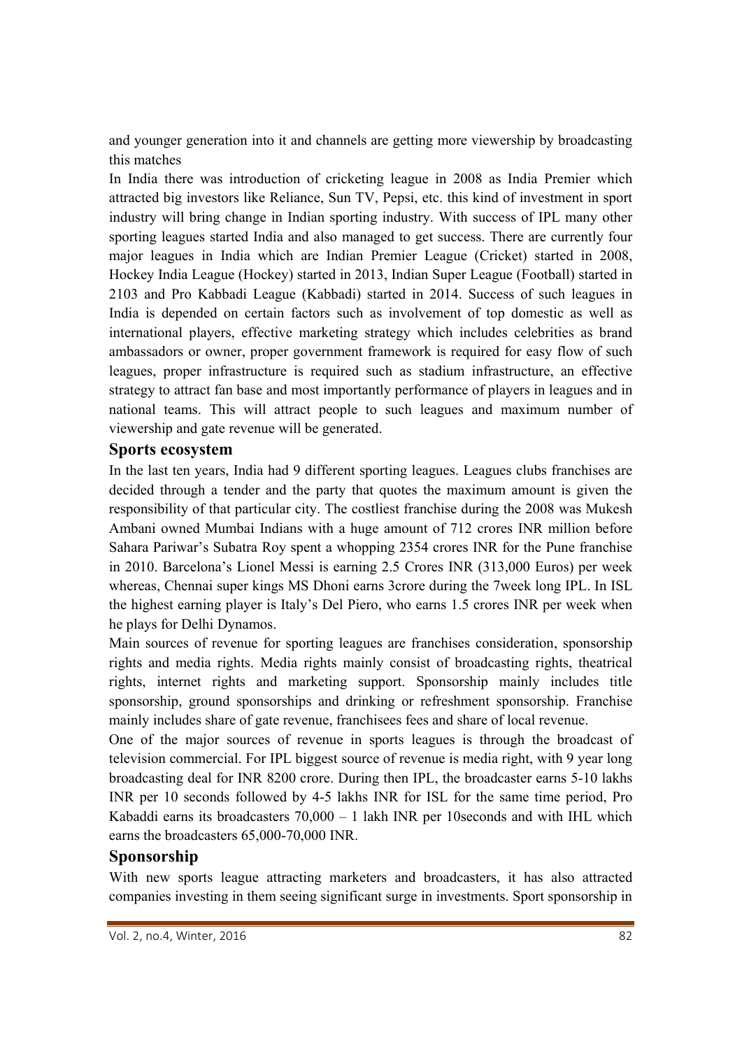and younger generation into it and channels are getting more viewership by broadcasting this matches

In India there was introduction of cricketing league in 2008 as India Premier which attracted big investors like Reliance, Sun TV, Pepsi, etc. this kind of investment in sport industry will bring change in Indian sporting industry. With success of IPL many other sporting leagues started India and also managed to get success. There are currently four major leagues in India which are Indian Premier League (Cricket) started in 2008, Hockey India League (Hockey) started in 2013, Indian Super League (Football) started in 2103 and Pro Kabbadi League (Kabbadi) started in 2014. Success of such leagues in India is depended on certain factors such as involvement of top domestic as well as international players, effective marketing strategy which includes celebrities as brand ambassadors or owner, proper government framework is required for easy flow of such leagues, proper infrastructure is required such as stadium infrastructure, an effective strategy to attract fan base and most importantly performance of players in leagues and in national teams. This will attract people to such leagues and maximum number of viewership and gate revenue will be generated.

## Sports ecosystem

In the last ten years, India had 9 different sporting leagues. Leagues clubs franchises are decided through a tender and the party that quotes the maximum amount is given the responsibility of that particular city. The costliest franchise during the 2008 was Mukesh Ambani owned Mumbai Indians with a huge amount of 712 crores INR million before Sahara Pariwar's Subatra Roy spent a whopping 2354 crores INR for the Pune franchise in 2010. Barcelona's Lionel Messi is earning 2.5 Crores INR (313,000 Euros) per week whereas, Chennai super kings MS Dhoni earns 3crore during the 7week long IPL. In ISL the highest earning player is Italy's Del Piero, who earns 1.5 crores INR per week when he plays for Delhi Dynamos.

Main sources of revenue for sporting leagues are franchises consideration, sponsorship rights and media rights. Media rights mainly consist of broadcasting rights, theatrical rights, internet rights and marketing support. Sponsorship mainly includes title sponsorship, ground sponsorships and drinking or refreshment sponsorship. Franchise mainly includes share of gate revenue, franchisees fees and share of local revenue.

One of the major sources of revenue in sports leagues is through the broadcast of television commercial. For IPL biggest source of revenue is media right, with 9 year long broadcasting deal for INR 8200 crore. During then IPL, the broadcaster earns 5-10 lakhs INR per 10 seconds followed by 4-5 lakhs INR for ISL for the same time period, Pro Kabaddi earns its broadcasters 70,000 – 1 lakh INR per 10seconds and with IHL which earns the broadcasters 65,000-70,000 INR.

## Sponsorship

With new sports league attracting marketers and broadcasters, it has also attracted companies investing in them seeing significant surge in investments. Sport sponsorship in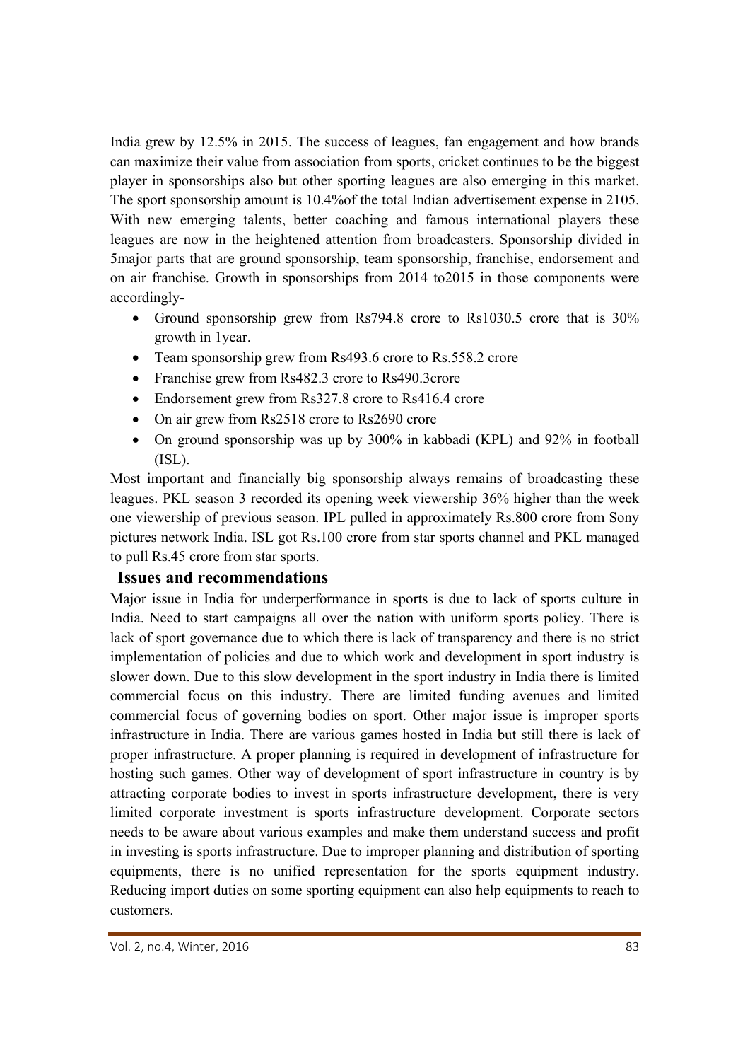India grew by 12.5% in 2015. The success of leagues, fan engagement and how brands can maximize their value from association from sports, cricket continues to be the biggest player in sponsorships also but other sporting leagues are also emerging in this market. The sport sponsorship amount is 10.4%of the total Indian advertisement expense in 2105. With new emerging talents, better coaching and famous international players these leagues are now in the heightened attention from broadcasters. Sponsorship divided in 5major parts that are ground sponsorship, team sponsorship, franchise, endorsement and on air franchise. Growth in sponsorships from 2014 to2015 in those components were accordingly-

- Ground sponsorship grew from Rs794.8 crore to Rs1030.5 crore that is 30% growth in 1year.
- Team sponsorship grew from Rs493.6 crore to Rs.558.2 crore
- Franchise grew from Rs482.3 crore to Rs490.3crore
- Endorsement grew from Rs327.8 crore to Rs416.4 crore
- On air grew from Rs2518 crore to Rs2690 crore
- On ground sponsorship was up by 300% in kabbadi (KPL) and 92% in football (ISL).

Most important and financially big sponsorship always remains of broadcasting these leagues. PKL season 3 recorded its opening week viewership 36% higher than the week one viewership of previous season. IPL pulled in approximately Rs.800 crore from Sony pictures network India. ISL got Rs.100 crore from star sports channel and PKL managed to pull Rs.45 crore from star sports.

## Issues and recommendations

Major issue in India for underperformance in sports is due to lack of sports culture in India. Need to start campaigns all over the nation with uniform sports policy. There is lack of sport governance due to which there is lack of transparency and there is no strict implementation of policies and due to which work and development in sport industry is slower down. Due to this slow development in the sport industry in India there is limited commercial focus on this industry. There are limited funding avenues and limited commercial focus of governing bodies on sport. Other major issue is improper sports infrastructure in India. There are various games hosted in India but still there is lack of proper infrastructure. A proper planning is required in development of infrastructure for hosting such games. Other way of development of sport infrastructure in country is by attracting corporate bodies to invest in sports infrastructure development, there is very limited corporate investment is sports infrastructure development. Corporate sectors needs to be aware about various examples and make them understand success and profit in investing is sports infrastructure. Due to improper planning and distribution of sporting equipments, there is no unified representation for the sports equipment industry. Reducing import duties on some sporting equipment can also help equipments to reach to customers.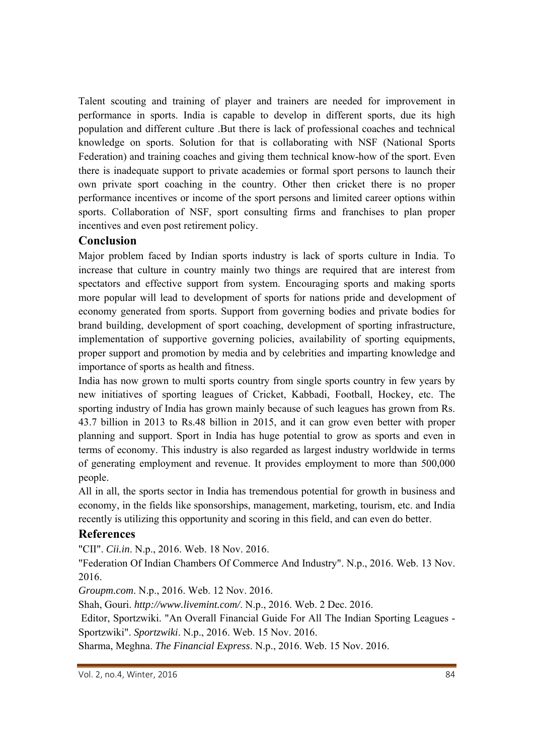Talent scouting and training of player and trainers are needed for improvement in performance in sports. India is capable to develop in different sports, due its high population and different culture .But there is lack of professional coaches and technical knowledge on sports. Solution for that is collaborating with NSF (National Sports Federation) and training coaches and giving them technical know-how of the sport. Even there is inadequate support to private academies or formal sport persons to launch their own private sport coaching in the country. Other then cricket there is no proper performance incentives or income of the sport persons and limited career options within sports. Collaboration of NSF, sport consulting firms and franchises to plan proper incentives and even post retirement policy.

## Conclusion

Major problem faced by Indian sports industry is lack of sports culture in India. To increase that culture in country mainly two things are required that are interest from spectators and effective support from system. Encouraging sports and making sports more popular will lead to development of sports for nations pride and development of economy generated from sports. Support from governing bodies and private bodies for brand building, development of sport coaching, development of sporting infrastructure, implementation of supportive governing policies, availability of sporting equipments, proper support and promotion by media and by celebrities and imparting knowledge and importance of sports as health and fitness.

India has now grown to multi sports country from single sports country in few years by new initiatives of sporting leagues of Cricket, Kabbadi, Football, Hockey, etc. The sporting industry of India has grown mainly because of such leagues has grown from Rs. 43.7 billion in 2013 to Rs.48 billion in 2015, and it can grow even better with proper planning and support. Sport in India has huge potential to grow as sports and even in terms of economy. This industry is also regarded as largest industry worldwide in terms of generating employment and revenue. It provides employment to more than 500,000 people.

All in all, the sports sector in India has tremendous potential for growth in business and economy, in the fields like sponsorships, management, marketing, tourism, etc. and India recently is utilizing this opportunity and scoring in this field, and can even do better.

## References

"CII". *Cii.in*. N.p., 2016. Web. 18 Nov. 2016.

"Federation Of Indian Chambers Of Commerce And Industry". N.p., 2016. Web. 13 Nov. 2016.

*Groupm.com*. N.p., 2016. Web. 12 Nov. 2016.

Shah, Gouri. *http://www.livemint.com/*. N.p., 2016. Web. 2 Dec. 2016.

Editor, Sportzwiki. "An Overall Financial Guide For All The Indian Sporting Leagues - Sportzwiki". *Sportzwiki*. N.p., 2016. Web. 15 Nov. 2016.

Sharma, Meghna. *The Financial Express*. N.p., 2016. Web. 15 Nov. 2016.